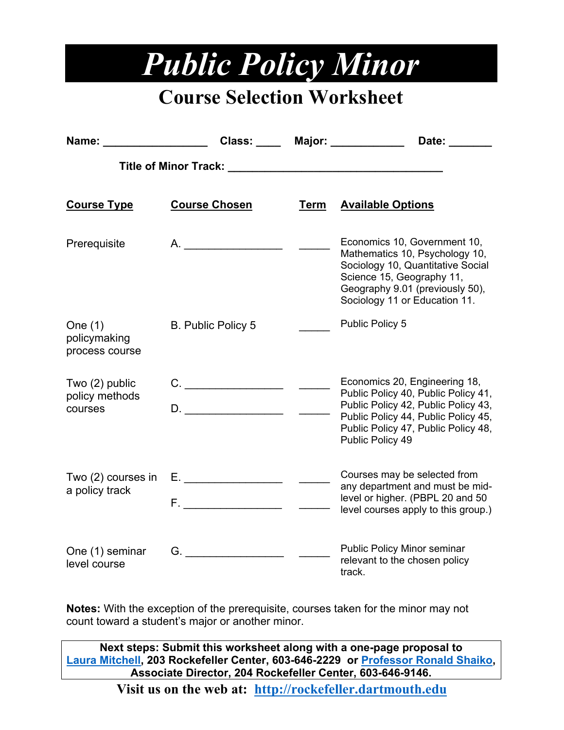# *Public Policy Minor*

## Course Selection Worksheet

**Name:** _________________ **Class:** ____ **Major:** ____________ **Date:** _______

**Title of Minor Track:** ___________________________________

| Course Type | Course Chosen | Term | Available Options |
|---|---|---|---|
| Prerequisite | A. ________________ | _____ | Economics 10, Government 10, Mathematics 10, Psychology 10, Sociology 10, Quantitative Social Science 15, Geography 11, Geography 9.01 (previously 50), Sociology 11 or Education 11. |
| One (1) policymaking process course | B. Public Policy 5 | _____ | Public Policy 5 |
| Two (2) public policy methods courses | C. ________________<br>D. ________________ | _____<br>_____ | Economics 20, Engineering 18, Public Policy 40, Public Policy 41, Public Policy 42, Public Policy 43, Public Policy 44, Public Policy 45, Public Policy 47, Public Policy 48, Public Policy 49 |
| Two (2) courses in a policy track | E. ________________<br>F. ________________ | _____<br>_____ | Courses may be selected from any department and must be mid-level or higher. (PBPL 20 and 50 level courses apply to this group.) |
| One (1) seminar level course | G. ________________ | _____ | Public Policy Minor seminar relevant to the chosen policy track. |

**Notes:** With the exception of the prerequisite, courses taken for the minor may not count toward a student's major or another minor.

**Next steps: Submit this worksheet along with a one-page proposal to Laura Mitchell, 203 Rockefeller Center, 603-646-2229 or Professor Ronald Shaiko, Associate Director, 204 Rockefeller Center, 603-646-9146.**

**Visit us on the web at: http://rockefeller.dartmouth.edu**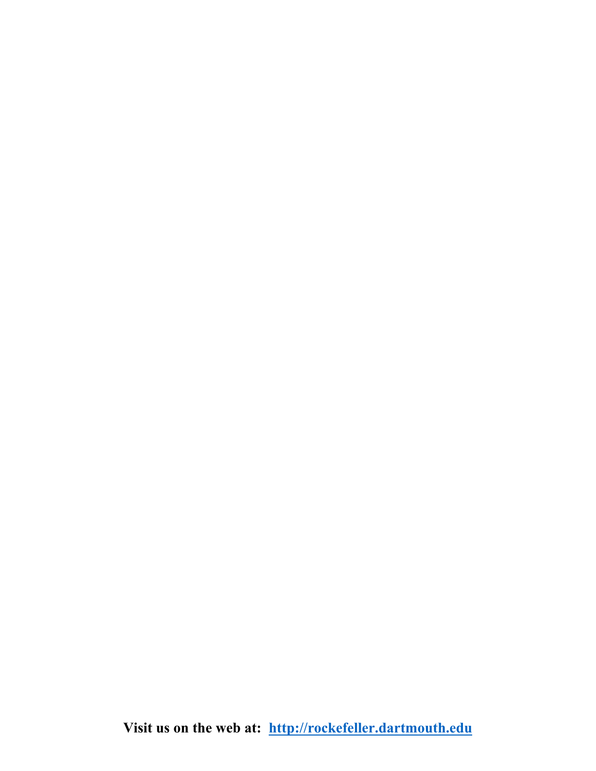**Visit us on the web at: http://rockefeller.dartmouth.edu**